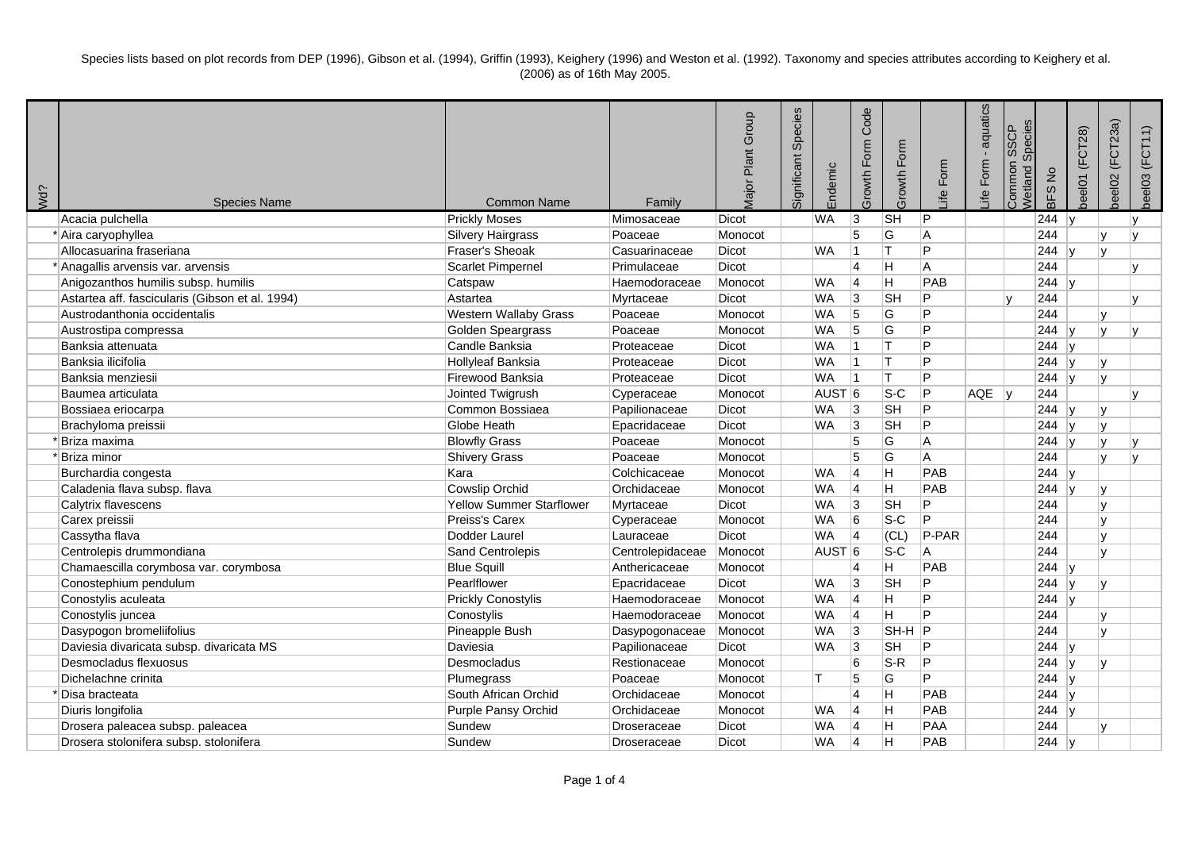Species lists based on plot records from DEP (1996), Gibson et al. (1994), Griffin (1993), Keighery (1996) and Weston et al. (1992). Taxonomy and species attributes according to Keighery et al. (2006) as of 16th May 2005.

| Wd? | Species Name | Common Name | Family | Major Plant Group | Significant Species | Endemic | Growth Form Code | Growth Form | Life Form | Life Form - aquatics | Common SSCP Wetland Species | BFS No | beel01 (FCT28) | beel02 (FCT23a) | beel03 (FCT11) |
|---|---|---|---|---|---|---|---|---|---|---|---|---|---|---|---|
| | Acacia pulchella | Prickly Moses | Mimosaceae | Dicot | | WA | 3 | SH | P | | | 244 | y | | y |
| * | Aira caryophyllea | Silvery Hairgrass | Poaceae | Monocot | | | 5 | G | A | | | 244 | | y | y |
| | Allocasuarina fraseriana | Fraser's Sheoak | Casuarinaceae | Dicot | | WA | 1 | T | P | | | 244 | y | y | |
| * | Anagallis arvensis var. arvensis | Scarlet Pimpernel | Primulaceae | Dicot | | | 4 | H | A | | | 244 | | | y |
| | Anigozanthos humilis subsp. humilis | Catspaw | Haemodoraceae | Monocot | | WA | 4 | H | PAB | | | 244 | y | | |
| | Astartea aff. fascicularis (Gibson et al. 1994) | Astartea | Myrtaceae | Dicot | | WA | 3 | SH | P | | y | 244 | | | y |
| | Austrodanthonia occidentalis | Western Wallaby Grass | Poaceae | Monocot | | WA | 5 | G | P | | | 244 | | y | |
| | Austrostipa compressa | Golden Speargrass | Poaceae | Monocot | | WA | 5 | G | P | | | 244 | y | y | y |
| | Banksia attenuata | Candle Banksia | Proteaceae | Dicot | | WA | 1 | T | P | | | 244 | y | | |
| | Banksia ilicifolia | Hollyleaf Banksia | Proteaceae | Dicot | | WA | 1 | T | P | | | 244 | y | y | |
| | Banksia menziesii | Firewood Banksia | Proteaceae | Dicot | | WA | 1 | T | P | | | 244 | y | y | |
| | Baumea articulata | Jointed Twigrush | Cyperaceae | Monocot | | AUST | 6 | S-C | P | AQE | y | 244 | | | y |
| | Bossiaea eriocarpa | Common Bossiaea | Papilionaceae | Dicot | | WA | 3 | SH | P | | | 244 | y | y | |
| | Brachyloma preissii | Globe Heath | Epacridaceae | Dicot | | WA | 3 | SH | P | | | 244 | y | y | |
| * | Briza maxima | Blowfly Grass | Poaceae | Monocot | | | 5 | G | A | | | 244 | y | y | y |
| * | Briza minor | Shivery Grass | Poaceae | Monocot | | | 5 | G | A | | | 244 | | y | y |
| | Burchardia congesta | Kara | Colchicaceae | Monocot | | WA | 4 | H | PAB | | | 244 | y | | |
| | Caladenia flava subsp. flava | Cowslip Orchid | Orchidaceae | Monocot | | WA | 4 | H | PAB | | | 244 | y | y | |
| | Calytrix flavescens | Yellow Summer Starflower | Myrtaceae | Dicot | | WA | 3 | SH | P | | | 244 | | y | |
| | Carex preissii | Preiss's Carex | Cyperaceae | Monocot | | WA | 6 | S-C | P | | | 244 | | y | |
| | Cassytha flava | Dodder Laurel | Lauraceae | Dicot | | WA | 4 | (CL) | P-PAR | | | 244 | | y | |
| | Centrolepis drummondiana | Sand Centrolepis | Centrolepidaceae | Monocot | | AUST | 6 | S-C | A | | | 244 | | y | |
| | Chamaescilla corymbosa var. corymbosa | Blue Squill | Anthericaceae | Monocot | | | 4 | H | PAB | | | 244 | y | | |
| | Conostephium pendulum | Pearlflower | Epacridaceae | Dicot | | WA | 3 | SH | P | | | 244 | y | y | |
| | Conostylis aculeata | Prickly Conostylis | Haemodoraceae | Monocot | | WA | 4 | H | P | | | 244 | y | | |
| | Conostylis juncea | Conostylis | Haemodoraceae | Monocot | | WA | 4 | H | P | | | 244 | | y | |
| | Dasypogon bromeliifolius | Pineapple Bush | Dasypogonaceae | Monocot | | WA | 3 | SH-H | P | | | 244 | | y | |
| | Daviesia divaricata subsp. divaricata MS | Daviesia | Papilionaceae | Dicot | | WA | 3 | SH | P | | | 244 | y | | |
| | Desmocladus flexuosus | Desmocladus | Restionaceae | Monocot | | | 6 | S-R | P | | | 244 | y | y | |
| | Dichelachne crinita | Plumegrass | Poaceae | Monocot | | T | 5 | G | P | | | 244 | y | | |
| * | Disa bracteata | South African Orchid | Orchidaceae | Monocot | | | 4 | H | PAB | | | 244 | y | | |
| | Diuris longifolia | Purple Pansy Orchid | Orchidaceae | Monocot | | WA | 4 | H | PAB | | | 244 | y | | |
| | Drosera paleacea subsp. paleacea | Sundew | Droseraceae | Dicot | | WA | 4 | H | PAA | | | 244 | | y | |
| | Drosera stolonifera subsp. stolonifera | Sundew | Droseraceae | Dicot | | WA | 4 | H | PAB | | | 244 | y | | |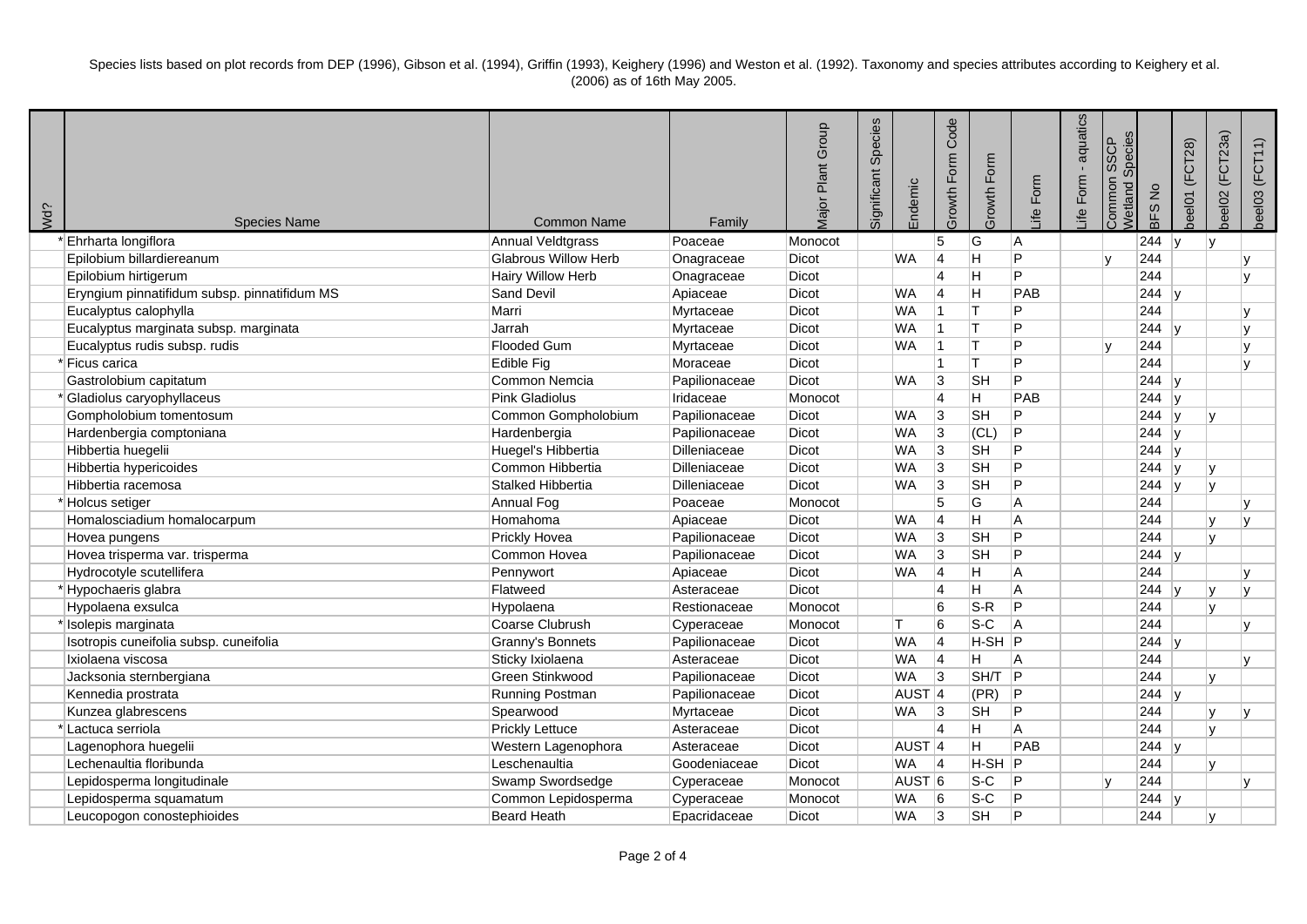Species lists based on plot records from DEP (1996), Gibson et al. (1994), Griffin (1993), Keighery (1996) and Weston et al. (1992). Taxonomy and species attributes according to Keighery et al. (2006) as of 16th May 2005.

| Wd? | Species Name | Common Name | Family | Major Plant Group | Significant Species | Endemic | Growth Form Code | Growth Form | Life Form | Life Form - aquatics | Common SSCP Wetland Species | BFS No | beel01 (FCT28) | beel02 (FCT23a) | beel03 (FCT11) |
|---|---|---|---|---|---|---|---|---|---|---|---|---|---|---|---|
| * | Ehrharta longiflora | Annual Veldtgrass | Poaceae | Monocot | | | 5 | G | A | | | 244 | y | y | |
| | Epilobium billardiereanum | Glabrous Willow Herb | Onagraceae | Dicot | | WA | 4 | H | P | | y | 244 | | | y |
| | Epilobium hirtigerum | Hairy Willow Herb | Onagraceae | Dicot | | | 4 | H | P | | | 244 | | | y |
| | Eryngium pinnatifidum subsp. pinnatifidum MS | Sand Devil | Apiaceae | Dicot | | WA | 4 | H | PAB | | | 244 | y | | |
| | Eucalyptus calophylla | Marri | Myrtaceae | Dicot | | WA | 1 | T | P | | | 244 | | | y |
| | Eucalyptus marginata subsp. marginata | Jarrah | Myrtaceae | Dicot | | WA | 1 | T | P | | | 244 | y | | y |
| | Eucalyptus rudis subsp. rudis | Flooded Gum | Myrtaceae | Dicot | | WA | 1 | T | P | | y | 244 | | | y |
| * | Ficus carica | Edible Fig | Moraceae | Dicot | | | 1 | T | P | | | 244 | | | y |
| | Gastrolobium capitatum | Common Nemcia | Papilionaceae | Dicot | | WA | 3 | SH | P | | | 244 | y | | |
| * | Gladiolus caryophyllaceus | Pink Gladiolus | Iridaceae | Monocot | | | 4 | H | PAB | | | 244 | y | | |
| | Gompholobium tomentosum | Common Gompholobium | Papilionaceae | Dicot | | WA | 3 | SH | P | | | 244 | y | y | |
| | Hardenbergia comptoniana | Hardenbergia | Papilionaceae | Dicot | | WA | 3 | (CL) | P | | | 244 | y | | |
| | Hibbertia huegelii | Huegel's Hibbertia | Dilleniaceae | Dicot | | WA | 3 | SH | P | | | 244 | y | | |
| | Hibbertia hypericoides | Common Hibbertia | Dilleniaceae | Dicot | | WA | 3 | SH | P | | | 244 | y | y | |
| | Hibbertia racemosa | Stalked Hibbertia | Dilleniaceae | Dicot | | WA | 3 | SH | P | | | 244 | y | y | |
| * | Holcus setiger | Annual Fog | Poaceae | Monocot | | | 5 | G | A | | | 244 | | | y |
| | Homalosciadium homalocarpum | Homahoma | Apiaceae | Dicot | | WA | 4 | H | A | | | 244 | | y | y |
| | Hovea pungens | Prickly Hovea | Papilionaceae | Dicot | | WA | 3 | SH | P | | | 244 | | y | |
| | Hovea trisperma var. trisperma | Common Hovea | Papilionaceae | Dicot | | WA | 3 | SH | P | | | 244 | y | | |
| | Hydrocotyle scutellifera | Pennywort | Apiaceae | Dicot | | WA | 4 | H | A | | | 244 | | | y |
| * | Hypochaeris glabra | Flatweed | Asteraceae | Dicot | | | 4 | H | A | | | 244 | y | y | y |
| | Hypolaena exsulca | Hypolaena | Restionaceae | Monocot | | | 6 | S-R | P | | | 244 | | y | |
| * | Isolepis marginata | Coarse Clubrush | Cyperaceae | Monocot | | T | 6 | S-C | A | | | 244 | | | y |
| | Isotropis cuneifolia subsp. cuneifolia | Granny's Bonnets | Papilionaceae | Dicot | | WA | 4 | H-SH | P | | | 244 | y | | |
| | Ixiolaena viscosa | Sticky Ixiolaena | Asteraceae | Dicot | | WA | 4 | H | A | | | 244 | | | y |
| | Jacksonia sternbergiana | Green Stinkwood | Papilionaceae | Dicot | | WA | 3 | SH/T | P | | | 244 | | y | |
| | Kennedia prostrata | Running Postman | Papilionaceae | Dicot | | AUST | 4 | (PR) | P | | | 244 | y | | |
| | Kunzea glabrescens | Spearwood | Myrtaceae | Dicot | | WA | 3 | SH | P | | | 244 | | y | y |
| * | Lactuca serriola | Prickly Lettuce | Asteraceae | Dicot | | | 4 | H | A | | | 244 | | y | |
| | Lagenophora huegelii | Western Lagenophora | Asteraceae | Dicot | | AUST | 4 | H | PAB | | | 244 | y | | |
| | Lechenaultia floribunda | Leschenaultia | Goodeniaceae | Dicot | | WA | 4 | H-SH | P | | | 244 | | y | |
| | Lepidosperma longitudinale | Swamp Swordsedge | Cyperaceae | Monocot | | AUST | 6 | S-C | P | | y | 244 | | | y |
| | Lepidosperma squamatum | Common Lepidosperma | Cyperaceae | Monocot | | WA | 6 | S-C | P | | | 244 | y | | |
| | Leucopogon conostephioides | Beard Heath | Epacridaceae | Dicot | | WA | 3 | SH | P | | | 244 | | y | |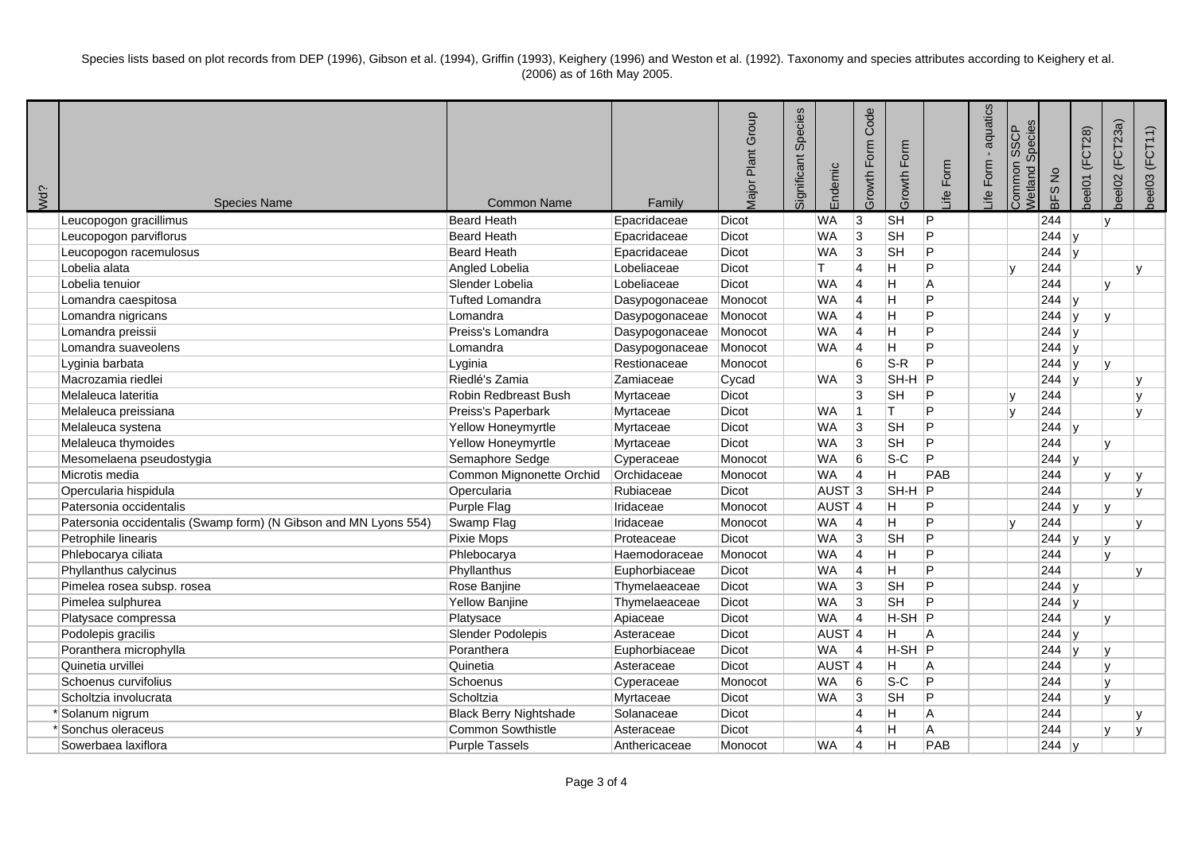Species lists based on plot records from DEP (1996), Gibson et al. (1994), Griffin (1993), Keighery (1996) and Weston et al. (1992). Taxonomy and species attributes according to Keighery et al. (2006) as of 16th May 2005.

| Wd? | Species Name | Common Name | Family | Major Plant Group | Significant Species | Endemic | Growth Form Code | Growth Form | Life Form | Life Form - aquatics | Common SSCP Wetland Species | BFS No | beel01 (FCT28) | beel02 (FCT23a) | beel03 (FCT11) |
|---|---|---|---|---|---|---|---|---|---|---|---|---|---|---|---|
| | Leucopogon gracillimus | Beard Heath | Epacridaceae | Dicot | | WA | 3 | SH | P | | | 244 | | y | |
| | Leucopogon parviflorus | Beard Heath | Epacridaceae | Dicot | | WA | 3 | SH | P | | | 244 | y | | |
| | Leucopogon racemulosus | Beard Heath | Epacridaceae | Dicot | | WA | 3 | SH | P | | | 244 | y | | |
| | Lobelia alata | Angled Lobelia | Lobeliaceae | Dicot | | T | 4 | H | P | | y | 244 | | | y |
| | Lobelia tenuior | Slender Lobelia | Lobeliaceae | Dicot | | WA | 4 | H | A | | | 244 | | y | |
| | Lomandra caespitosa | Tufted Lomandra | Dasypogonaceae | Monocot | | WA | 4 | H | P | | | 244 | y | | |
| | Lomandra nigricans | Lomandra | Dasypogonaceae | Monocot | | WA | 4 | H | P | | | 244 | y | y | |
| | Lomandra preissii | Preiss's Lomandra | Dasypogonaceae | Monocot | | WA | 4 | H | P | | | 244 | y | | |
| | Lomandra suaveolens | Lomandra | Dasypogonaceae | Monocot | | WA | 4 | H | P | | | 244 | y | | |
| | Lyginia barbata | Lyginia | Restionaceae | Monocot | | | 6 | S-R | P | | | 244 | y | y | |
| | Macrozamia riedlei | Riedlé's Zamia | Zamiaceae | Cycad | | WA | 3 | SH-H | P | | | 244 | y | | y |
| | Melaleuca lateritia | Robin Redbreast Bush | Myrtaceae | Dicot | | | 3 | SH | P | | y | 244 | | | y |
| | Melaleuca preissiana | Preiss's Paperbark | Myrtaceae | Dicot | | WA | 1 | T | P | | y | 244 | | | y |
| | Melaleuca systena | Yellow Honeymyrtle | Myrtaceae | Dicot | | WA | 3 | SH | P | | | 244 | y | | |
| | Melaleuca thymoides | Yellow Honeymyrtle | Myrtaceae | Dicot | | WA | 3 | SH | P | | | 244 | | y | |
| | Mesomelaena pseudostygia | Semaphore Sedge | Cyperaceae | Monocot | | WA | 6 | S-C | P | | | 244 | y | | |
| | Microtis media | Common Mignonette Orchid | Orchidaceae | Monocot | | WA | 4 | H | PAB | | | 244 | | y | y |
| | Opercularia hispidula | Opercularia | Rubiaceae | Dicot | | AUST | 3 | SH-H | P | | | 244 | | | y |
| | Patersonia occidentalis | Purple Flag | Iridaceae | Monocot | | AUST | 4 | H | P | | | 244 | y | y | |
| | Patersonia occidentalis (Swamp form) (N Gibson and MN Lyons 554) | Swamp Flag | Iridaceae | Monocot | | WA | 4 | H | P | | y | 244 | | | y |
| | Petrophile linearis | Pixie Mops | Proteaceae | Dicot | | WA | 3 | SH | P | | | 244 | y | y | |
| | Phlebocarya ciliata | Phlebocarya | Haemodoraceae | Monocot | | WA | 4 | H | P | | | 244 | | y | |
| | Phyllanthus calycinus | Phyllanthus | Euphorbiaceae | Dicot | | WA | 4 | H | P | | | 244 | | | y |
| | Pimelea rosea subsp. rosea | Rose Banjine | Thymelaeaceae | Dicot | | WA | 3 | SH | P | | | 244 | y | | |
| | Pimelea sulphurea | Yellow Banjine | Thymelaeaceae | Dicot | | WA | 3 | SH | P | | | 244 | y | | |
| | Platysace compressa | Platysace | Apiaceae | Dicot | | WA | 4 | H-SH | P | | | 244 | | y | |
| | Podolepis gracilis | Slender Podolepis | Asteraceae | Dicot | | AUST | 4 | H | A | | | 244 | y | | |
| | Poranthera microphylla | Poranthera | Euphorbiaceae | Dicot | | WA | 4 | H-SH | P | | | 244 | y | y | |
| | Quinetia urvillei | Quinetia | Asteraceae | Dicot | | AUST | 4 | H | A | | | 244 | | y | |
| | Schoenus curvifolius | Schoenus | Cyperaceae | Monocot | | WA | 6 | S-C | P | | | 244 | | y | |
| | Scholtzia involucrata | Scholtzia | Myrtaceae | Dicot | | WA | 3 | SH | P | | | 244 | | y | |
| * | Solanum nigrum | Black Berry Nightshade | Solanaceae | Dicot | | | 4 | H | A | | | 244 | | | y |
| * | Sonchus oleraceus | Common Sowthistle | Asteraceae | Dicot | | | 4 | H | A | | | 244 | | y | y |
| | Sowerbaea laxiflora | Purple Tassels | Anthericaceae | Monocot | | WA | 4 | H | PAB | | | 244 | y | | |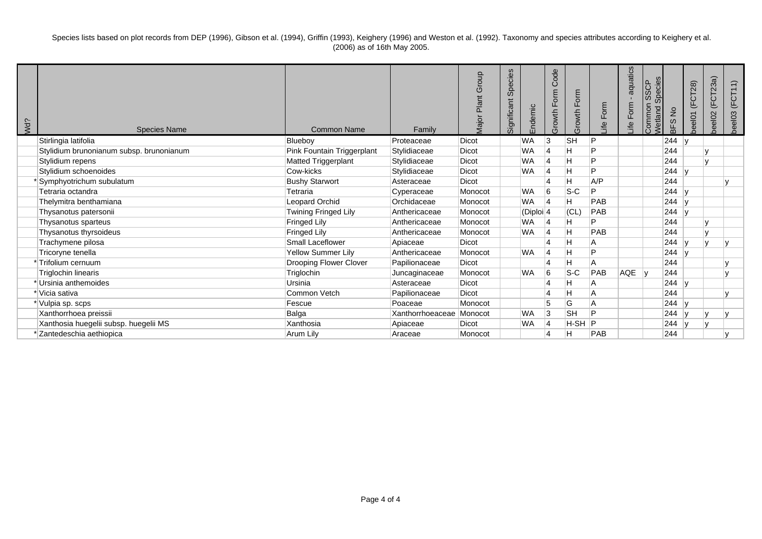Species lists based on plot records from DEP (1996), Gibson et al. (1994), Griffin (1993), Keighery (1996) and Weston et al. (1992). Taxonomy and species attributes according to Keighery et al. (2006) as of 16th May 2005.

| Wd? | Species Name | Common Name | Family | Major Plant Group | Significant Species | Endemic | Growth Form Code | Growth Form | Life Form | Life Form - aquatics | Common SSCP Wetland Species | BFS No | beel01 (FCT28) | beel02 (FCT23a) | beel03 (FCT11) |
|---|---|---|---|---|---|---|---|---|---|---|---|---|---|---|---|
| | Stirlingia latifolia | Blueboy | Proteaceae | Dicot | | WA | 3 | SH | P | | | 244 | y | | |
| | Stylidium brunonianum subsp. brunonianum | Pink Fountain Triggerplant | Stylidiaceae | Dicot | | WA | 4 | H | P | | | 244 | | y | |
| | Stylidium repens | Matted Triggerplant | Stylidiaceae | Dicot | | WA | 4 | H | P | | | 244 | | y | |
| | Stylidium schoenoides | Cow-kicks | Stylidiaceae | Dicot | | WA | 4 | H | P | | | 244 | y | | |
| * | Symphyotrichum subulatum | Bushy Starwort | Asteraceae | Dicot | | | 4 | H | A/P | | | 244 | | | y |
| | Tetraria octandra | Tetraria | Cyperaceae | Monocot | | WA | 6 | S-C | P | | | 244 | y | | |
| | Thelymitra benthamiana | Leopard Orchid | Orchidaceae | Monocot | | WA | 4 | H | PAB | | | 244 | y | | |
| | Thysanotus patersonii | Twining Fringed Lily | Anthericaceae | Monocot | | (Diploi | 4 | (CL) | PAB | | | 244 | y | | |
| | Thysanotus sparteus | Fringed Lily | Anthericaceae | Monocot | | WA | 4 | H | P | | | 244 | | y | |
| | Thysanotus thyrsoideus | Fringed Lily | Anthericaceae | Monocot | | WA | 4 | H | PAB | | | 244 | | y | |
| | Trachymene pilosa | Small Laceflower | Apiaceae | Dicot | | | 4 | H | A | | | 244 | y | y | y |
| | Tricoryne tenella | Yellow Summer Lily | Anthericaceae | Monocot | | WA | 4 | H | P | | | 244 | y | | |
| * | Trifolium cernuum | Drooping Flower Clover | Papilionaceae | Dicot | | | 4 | H | A | | | 244 | | | y |
| | Triglochin linearis | Triglochin | Juncaginaceae | Monocot | | WA | 6 | S-C | PAB | AQE | y | 244 | | | y |
| * | Ursinia anthemoides | Ursinia | Asteraceae | Dicot | | | 4 | H | A | | | 244 | y | | |
| * | Vicia sativa | Common Vetch | Papilionaceae | Dicot | | | 4 | H | A | | | 244 | | | y |
| * | Vulpia sp. scps | Fescue | Poaceae | Monocot | | | 5 | G | A | | | 244 | y | | |
| | Xanthorrhoea preissii | Balga | Xanthorrhoeaceae | Monocot | | WA | 3 | SH | P | | | 244 | y | y | y |
| | Xanthosia huegelii subsp. huegelii MS | Xanthosia | Apiaceae | Dicot | | WA | 4 | H-SH | P | | | 244 | y | y | |
| * | Zantedeschia aethiopica | Arum Lily | Araceae | Monocot | | | 4 | H | PAB | | | 244 | | | y |